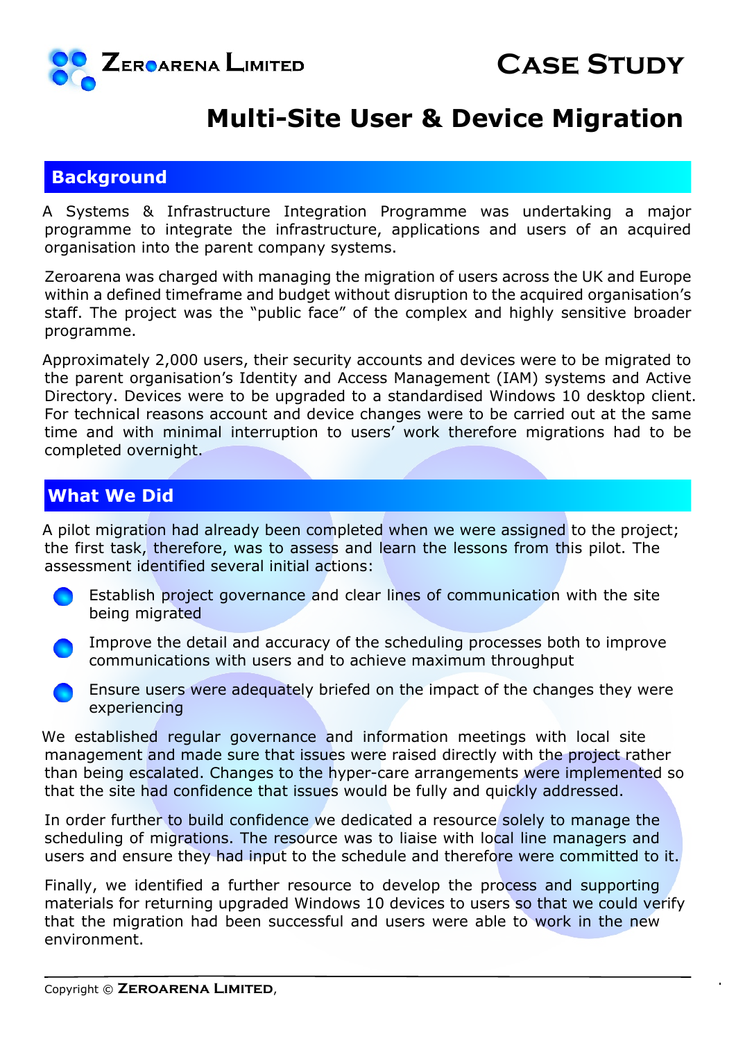**Zeroarena Limited**

# Case Study

# Multi-Site User & Device Migration

## Background

A Systems & Infrastructure Integration Programme was undertaking a major programme to integrate the infrastructure, applications and users of an acquired organisation into the parent company systems.

Zeroarena was charged with managing the migration of users across the UK and Europe within a defined timeframe and budget without disruption to the acquired organisation's staff. The project was the "public face" of the complex and highly sensitive broader programme.

Approximately 2,000 users, their security accounts and devices were to be migrated to the parent organisation's Identity and Access Management (IAM) systems and Active Directory. Devices were to be upgraded to a standardised Windows 10 desktop client. For technical reasons account and device changes were to be carried out at the same time and with minimal interruption to users' work therefore migrations had to be completed overnight.

## What We Did

A pilot migration had already been completed when we were assigned to the project; the first task, therefore, was to assess and learn the lessons from this pilot. The assessment identified several initial actions:

- Establish project governance and clear lines of communication with the site being migrated
- Improve the detail and accuracy of the scheduling processes both to improve communications with users and to achieve maximum throughput
- Ensure users were adequately briefed on the impact of the changes they were experiencing

We established regular governance and information meetings with local site management and made sure that issues were raised directly with the project rather than being escalated. Changes to the hyper-care arrangements were implemented so that the site had confidence that issues would be fully and quickly addressed.

In order further to build confidence we dedicated a resource solely to manage the scheduling of migrations. The resource was to liaise with local line managers and users and ensure they had input to the schedule and therefore were committed to it.

Finally, we identified a further resource to develop the process and supporting materials for returning upgraded Windows 10 devices to users so that we could verify that the migration had been successful and users were able to work in the new environment.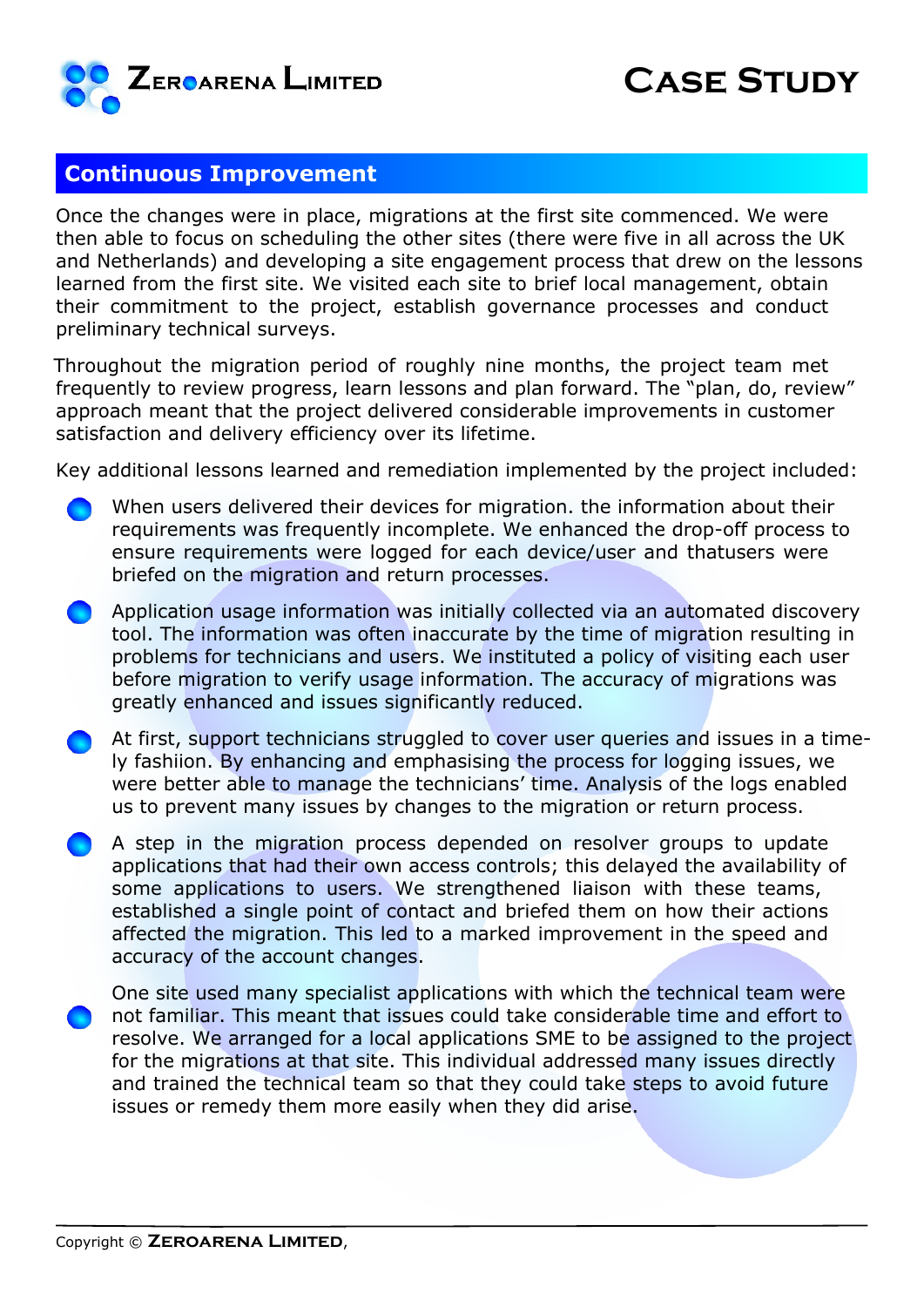## Continuous Improvement

Once the changes were in place, migrations at the first site commenced. We were then able to focus on scheduling the other sites (there were five in all across the UK and Netherlands) and developing a site engagement process that drew on the lessons learned from the first site. We visited each site to brief local management, obtain their commitment to the project, establish governance processes and conduct preliminary technical surveys.

Throughout the migration period of roughly nine months, the project team met frequently to review progress, learn lessons and plan forward. The "plan, do, review" approach meant that the project delivered considerable improvements in customer satisfaction and delivery efficiency over its lifetime.

Key additional lessons learned and remediation implemented by the project included:

- When users delivered their devices for migration. the information about their requirements was frequently incomplete. We enhanced the drop-off process to ensure requirements were logged for each device/user and thatusers were briefed on the migration and return processes.
- Application usage information was initially collected via an automated discovery tool. The information was often inaccurate by the time of migration resulting in problems for technicians and users. We instituted a policy of visiting each user before migration to verify usage information. The accuracy of migrations was greatly enhanced and issues significantly reduced.
- At first, support technicians struggled to cover user queries and issues in a timely fashiion. By enhancing and emphasising the process for logging issues, we were better able to manage the technicians' time. Analysis of the logs enabled us to prevent many issues by changes to the migration or return process.
- A step in the migration process depended on resolver groups to update applications that had their own access controls; this delayed the availability of some applications to users. We strengthened liaison with these teams, established a single point of contact and briefed them on how their actions affected the migration. This led to a marked improvement in the speed and accuracy of the account changes.
- One site used many specialist applications with which the technical team were not familiar. This meant that issues could take considerable time and effort to resolve. We arranged for a local applications SME to be assigned to the project for the migrations at that site. This individual addressed many issues directly and trained the technical team so that they could take steps to avoid future issues or remedy them more easily when they did arise.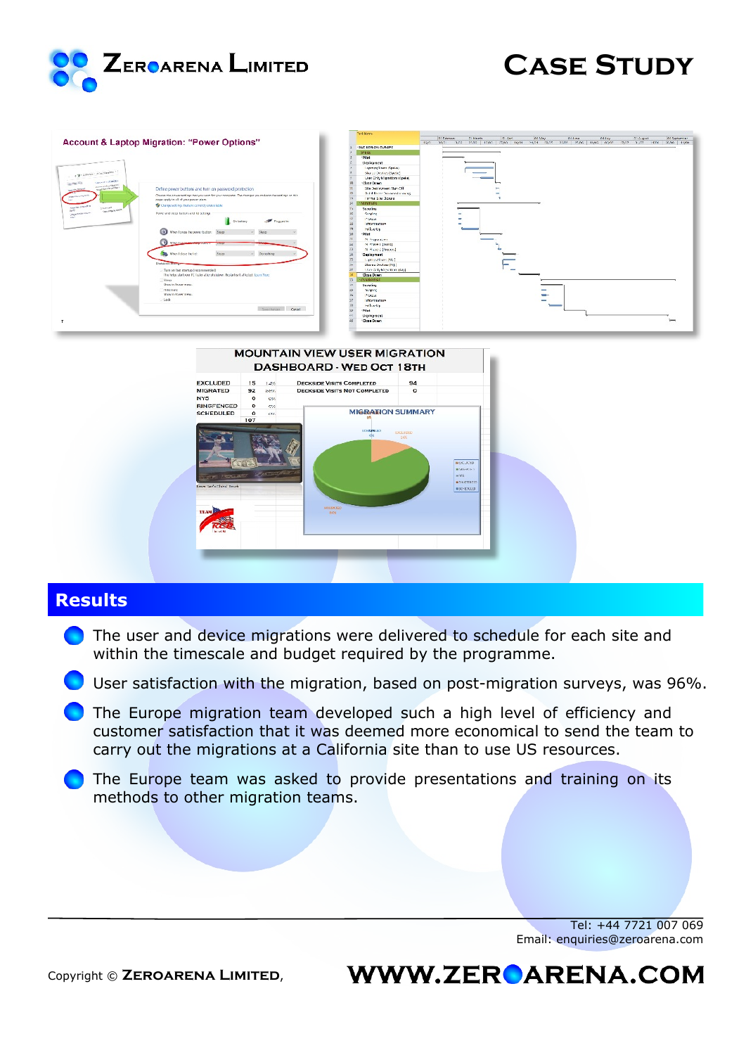## Results

- The user and device migrations were delivered to schedule for each site and within the timescale and budget required by the programme.
- User satisfaction with the migration, based on post-migration surveys, was 96%.
- The Europe migration team developed such a high level of efficiency and customer satisfaction that it was deemed more economical to send the team to carry out the migrations at a California site than to use US resources.
- The Europe team was asked to provide presentations and training on its methods to other migration teams.

Tel: +44 7721 007 069
Email: enquiries@zeroarena.com

Copyright © ZEROARENA LIMITED,

WWW.ZEROARENA.COM